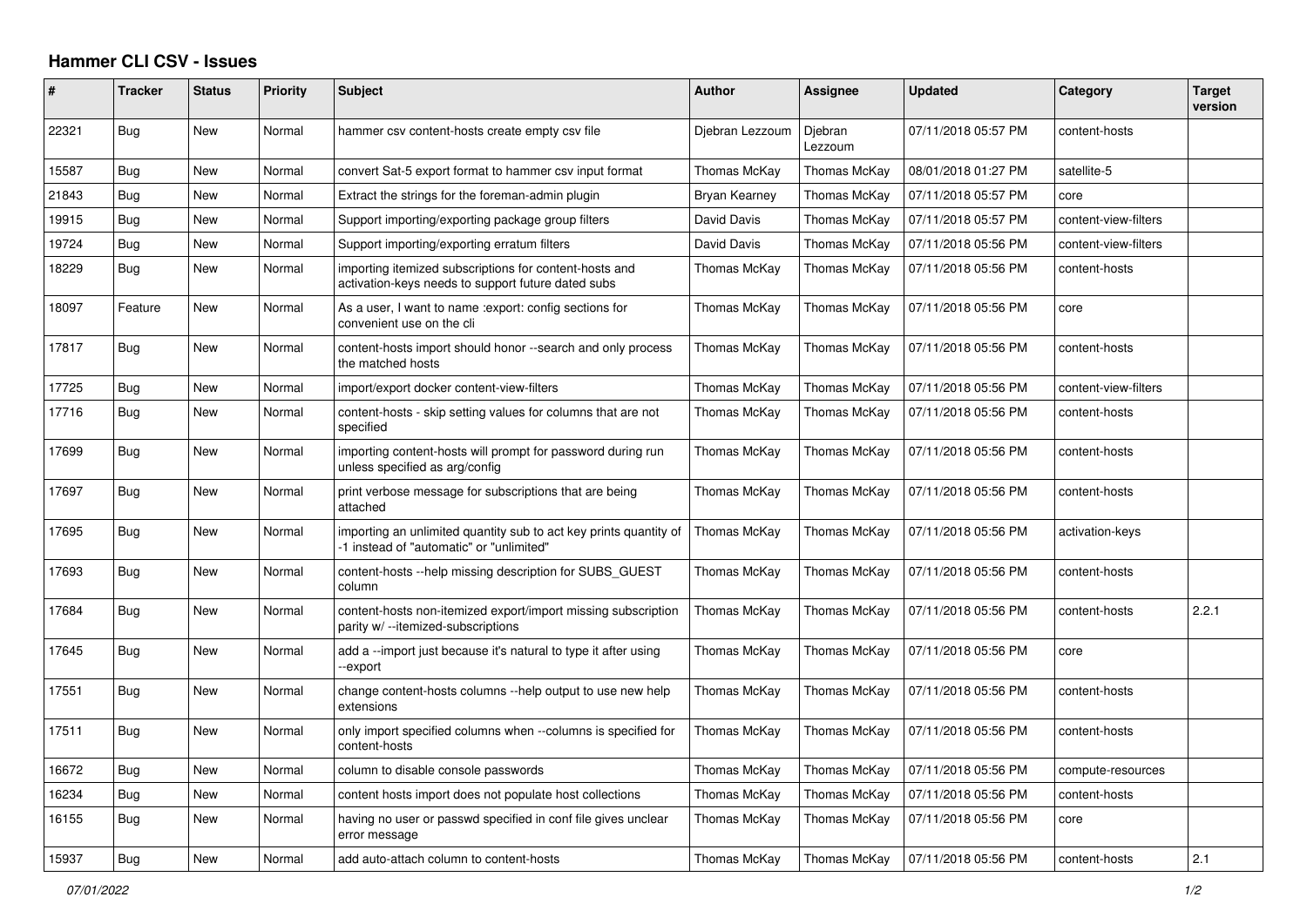# Hammer CLI CSV - Issues

| # | Tracker | Status | Priority | Subject | Author | Assignee | Updated | Category | Target version |
|---|---|---|---|---|---|---|---|---|---|
| 22321 | Bug | New | Normal | hammer csv content-hosts create empty csv file | Djebran Lezzoum | Djebran Lezzoum | 07/11/2018 05:57 PM | content-hosts | |
| 15587 | Bug | New | Normal | convert Sat-5 export format to hammer csv input format | Thomas McKay | Thomas McKay | 08/01/2018 01:27 PM | satellite-5 | |
| 21843 | Bug | New | Normal | Extract the strings for the foreman-admin plugin | Bryan Kearney | Thomas McKay | 07/11/2018 05:57 PM | core | |
| 19915 | Bug | New | Normal | Support importing/exporting package group filters | David Davis | Thomas McKay | 07/11/2018 05:57 PM | content-view-filters | |
| 19724 | Bug | New | Normal | Support importing/exporting erratum filters | David Davis | Thomas McKay | 07/11/2018 05:56 PM | content-view-filters | |
| 18229 | Bug | New | Normal | importing itemized subscriptions for content-hosts and activation-keys needs to support future dated subs | Thomas McKay | Thomas McKay | 07/11/2018 05:56 PM | content-hosts | |
| 18097 | Feature | New | Normal | As a user, I want to name :export: config sections for convenient use on the cli | Thomas McKay | Thomas McKay | 07/11/2018 05:56 PM | core | |
| 17817 | Bug | New | Normal | content-hosts import should honor --search and only process the matched hosts | Thomas McKay | Thomas McKay | 07/11/2018 05:56 PM | content-hosts | |
| 17725 | Bug | New | Normal | import/export docker content-view-filters | Thomas McKay | Thomas McKay | 07/11/2018 05:56 PM | content-view-filters | |
| 17716 | Bug | New | Normal | content-hosts - skip setting values for columns that are not specified | Thomas McKay | Thomas McKay | 07/11/2018 05:56 PM | content-hosts | |
| 17699 | Bug | New | Normal | importing content-hosts will prompt for password during run unless specified as arg/config | Thomas McKay | Thomas McKay | 07/11/2018 05:56 PM | content-hosts | |
| 17697 | Bug | New | Normal | print verbose message for subscriptions that are being attached | Thomas McKay | Thomas McKay | 07/11/2018 05:56 PM | content-hosts | |
| 17695 | Bug | New | Normal | importing an unlimited quantity sub to act key prints quantity of -1 instead of "automatic" or "unlimited" | Thomas McKay | Thomas McKay | 07/11/2018 05:56 PM | activation-keys | |
| 17693 | Bug | New | Normal | content-hosts --help missing description for SUBS_GUEST column | Thomas McKay | Thomas McKay | 07/11/2018 05:56 PM | content-hosts | |
| 17684 | Bug | New | Normal | content-hosts non-itemized export/import missing subscription parity w/ --itemized-subscriptions | Thomas McKay | Thomas McKay | 07/11/2018 05:56 PM | content-hosts | 2.2.1 |
| 17645 | Bug | New | Normal | add a --import just because it's natural to type it after using --export | Thomas McKay | Thomas McKay | 07/11/2018 05:56 PM | core | |
| 17551 | Bug | New | Normal | change content-hosts columns --help output to use new help extensions | Thomas McKay | Thomas McKay | 07/11/2018 05:56 PM | content-hosts | |
| 17511 | Bug | New | Normal | only import specified columns when --columns is specified for content-hosts | Thomas McKay | Thomas McKay | 07/11/2018 05:56 PM | content-hosts | |
| 16672 | Bug | New | Normal | column to disable console passwords | Thomas McKay | Thomas McKay | 07/11/2018 05:56 PM | compute-resources | |
| 16234 | Bug | New | Normal | content hosts import does not populate host collections | Thomas McKay | Thomas McKay | 07/11/2018 05:56 PM | content-hosts | |
| 16155 | Bug | New | Normal | having no user or passwd specified in conf file gives unclear error message | Thomas McKay | Thomas McKay | 07/11/2018 05:56 PM | core | |
| 15937 | Bug | New | Normal | add auto-attach column to content-hosts | Thomas McKay | Thomas McKay | 07/11/2018 05:56 PM | content-hosts | 2.1 |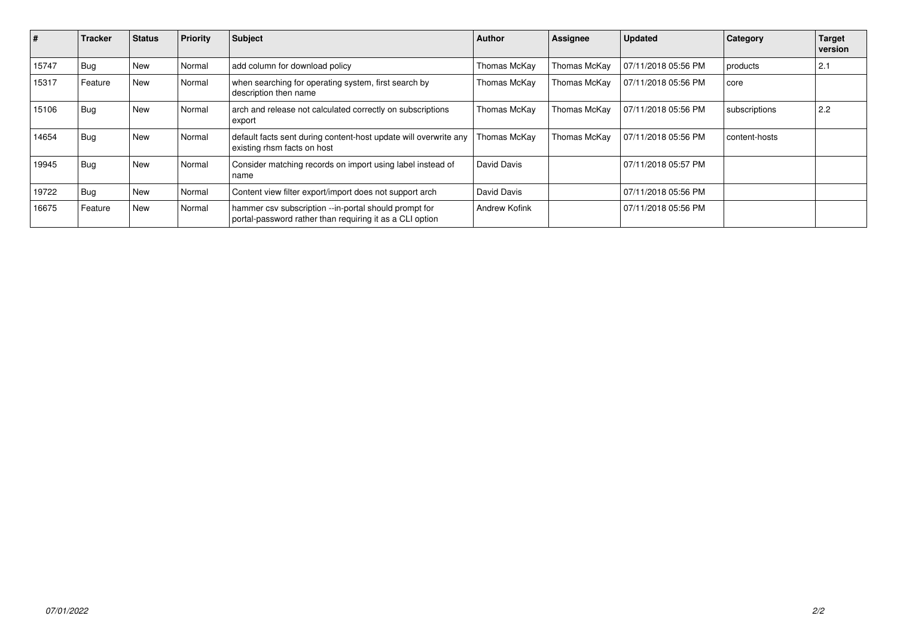| # | Tracker | Status | Priority | Subject | Author | Assignee | Updated | Category | Target version |
|---|---|---|---|---|---|---|---|---|---|
| 15747 | Bug | New | Normal | add column for download policy | Thomas McKay | Thomas McKay | 07/11/2018 05:56 PM | products | 2.1 |
| 15317 | Feature | New | Normal | when searching for operating system, first search by description then name | Thomas McKay | Thomas McKay | 07/11/2018 05:56 PM | core | |
| 15106 | Bug | New | Normal | arch and release not calculated correctly on subscriptions export | Thomas McKay | Thomas McKay | 07/11/2018 05:56 PM | subscriptions | 2.2 |
| 14654 | Bug | New | Normal | default facts sent during content-host update will overwrite any existing rhsm facts on host | Thomas McKay | Thomas McKay | 07/11/2018 05:56 PM | content-hosts | |
| 19945 | Bug | New | Normal | Consider matching records on import using label instead of name | David Davis | | 07/11/2018 05:57 PM | | |
| 19722 | Bug | New | Normal | Content view filter export/import does not support arch | David Davis | | 07/11/2018 05:56 PM | | |
| 16675 | Feature | New | Normal | hammer csv subscription --in-portal should prompt for portal-password rather than requiring it as a CLI option | Andrew Kofink | | 07/11/2018 05:56 PM | | |